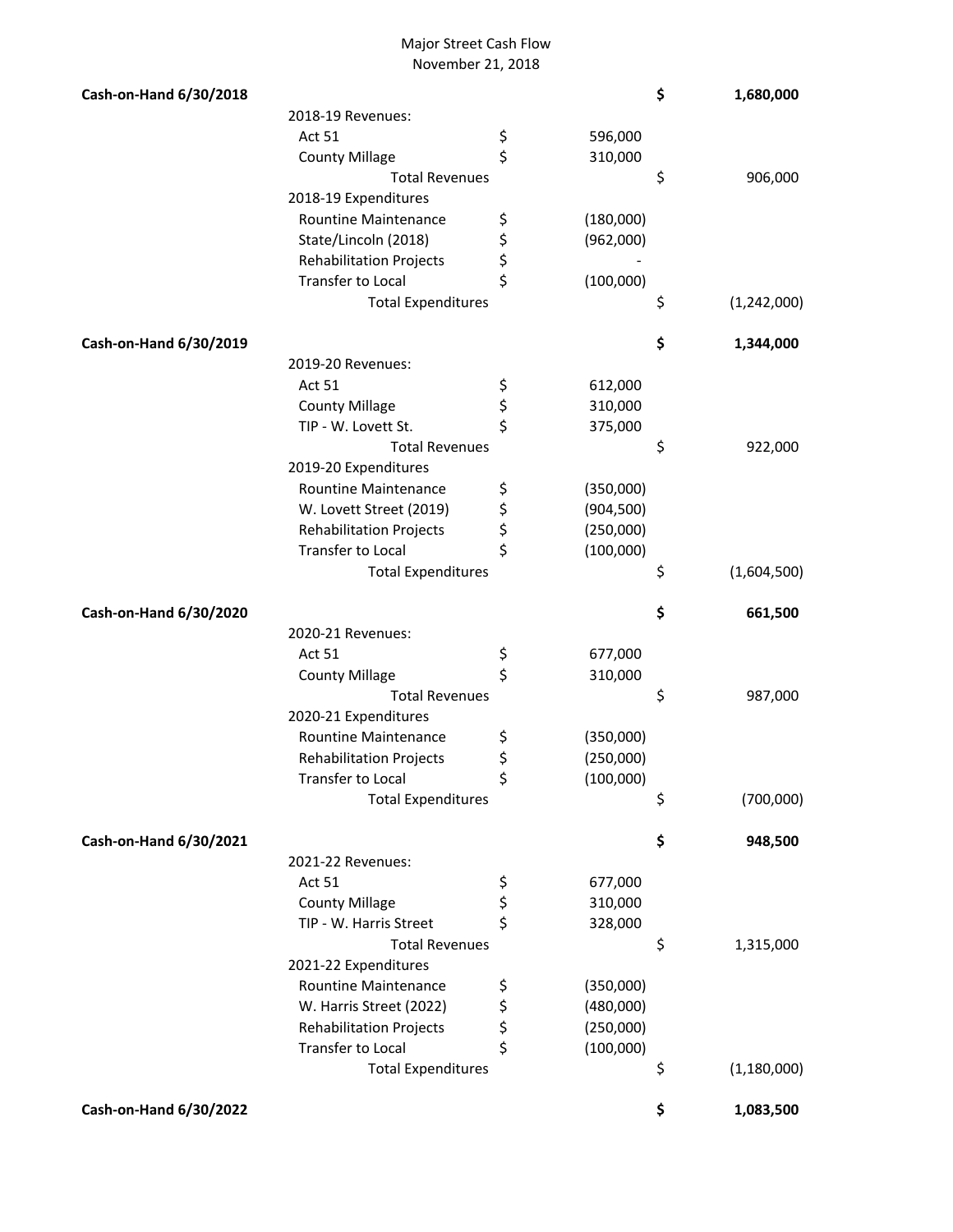# Major Street Cash Flow

November 21, 2018

| | | | | |
|---|---|---|---|---|
| **Cash-on-Hand 6/30/2018** | | | $ | **1,680,000** |
| | 2018-19 Revenues: | | | |
| | Act 51 | $ 596,000 | | |
| | County Millage | $ 310,000 | | |
| | Total Revenues | | $ | 906,000 |
| | 2018-19 Expenditures | | | |
| | Rountine Maintenance | $ (180,000) | | |
| | State/Lincoln (2018) | $ (962,000) | | |
| | Rehabilitation Projects | $ - | | |
| | Transfer to Local | $ (100,000) | | |
| | Total Expenditures | | $ | (1,242,000) |
| **Cash-on-Hand 6/30/2019** | | | $ | **1,344,000** |
| | 2019-20 Revenues: | | | |
| | Act 51 | $ 612,000 | | |
| | County Millage | $ 310,000 | | |
| | TIP - W. Lovett St. | $ 375,000 | | |
| | Total Revenues | | $ | 922,000 |
| | 2019-20 Expenditures | | | |
| | Rountine Maintenance | $ (350,000) | | |
| | W. Lovett Street (2019) | $ (904,500) | | |
| | Rehabilitation Projects | $ (250,000) | | |
| | Transfer to Local | $ (100,000) | | |
| | Total Expenditures | | $ | (1,604,500) |
| **Cash-on-Hand 6/30/2020** | | | $ | **661,500** |
| | 2020-21 Revenues: | | | |
| | Act 51 | $ 677,000 | | |
| | County Millage | $ 310,000 | | |
| | Total Revenues | | $ | 987,000 |
| | 2020-21 Expenditures | | | |
| | Rountine Maintenance | $ (350,000) | | |
| | Rehabilitation Projects | $ (250,000) | | |
| | Transfer to Local | $ (100,000) | | |
| | Total Expenditures | | $ | (700,000) |
| **Cash-on-Hand 6/30/2021** | | | $ | **948,500** |
| | 2021-22 Revenues: | | | |
| | Act 51 | $ 677,000 | | |
| | County Millage | $ 310,000 | | |
| | TIP - W. Harris Street | $ 328,000 | | |
| | Total Revenues | | $ | 1,315,000 |
| | 2021-22 Expenditures | | | |
| | Rountine Maintenance | $ (350,000) | | |
| | W. Harris Street (2022) | $ (480,000) | | |
| | Rehabilitation Projects | $ (250,000) | | |
| | Transfer to Local | $ (100,000) | | |
| | Total Expenditures | | $ | (1,180,000) |
| **Cash-on-Hand 6/30/2022** | | | $ | **1,083,500** |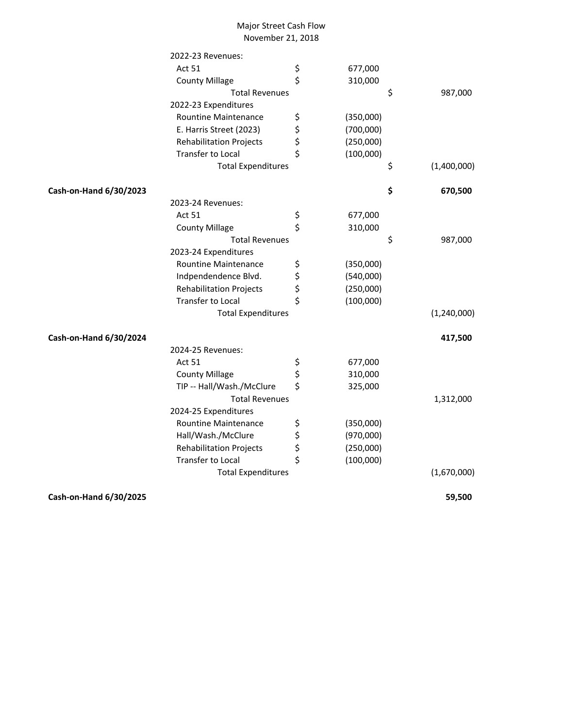Major Street Cash Flow
November 21, 2018

| | | | | | |
|---|---|---|---|---|---|
| | 2022-23 Revenues: | | | | |
| | Act 51 | $ | 677,000 | | |
| | County Millage | $ | 310,000 | | |
| | Total Revenues | | | $ | 987,000 |
| | 2022-23 Expenditures | | | | |
| | Rountine Maintenance | $ | (350,000) | | |
| | E. Harris Street (2023) | $ | (700,000) | | |
| | Rehabilitation Projects | $ | (250,000) | | |
| | Transfer to Local | $ | (100,000) | | |
| | Total Expenditures | | | $ | (1,400,000) |
| **Cash-on-Hand 6/30/2023** | | | | **$** | **670,500** |
| | 2023-24 Revenues: | | | | |
| | Act 51 | $ | 677,000 | | |
| | County Millage | $ | 310,000 | | |
| | Total Revenues | | | $ | 987,000 |
| | 2023-24 Expenditures | | | | |
| | Rountine Maintenance | $ | (350,000) | | |
| | Indpendendence Blvd. | $ | (540,000) | | |
| | Rehabilitation Projects | $ | (250,000) | | |
| | Transfer to Local | $ | (100,000) | | |
| | Total Expenditures | | | | (1,240,000) |
| **Cash-on-Hand 6/30/2024** | | | | | **417,500** |
| | 2024-25 Revenues: | | | | |
| | Act 51 | $ | 677,000 | | |
| | County Millage | $ | 310,000 | | |
| | TIP -- Hall/Wash./McClure | $ | 325,000 | | |
| | Total Revenues | | | | 1,312,000 |
| | 2024-25 Expenditures | | | | |
| | Rountine Maintenance | $ | (350,000) | | |
| | Hall/Wash./McClure | $ | (970,000) | | |
| | Rehabilitation Projects | $ | (250,000) | | |
| | Transfer to Local | $ | (100,000) | | |
| | Total Expenditures | | | | (1,670,000) |
| **Cash-on-Hand 6/30/2025** | | | | | **59,500** |